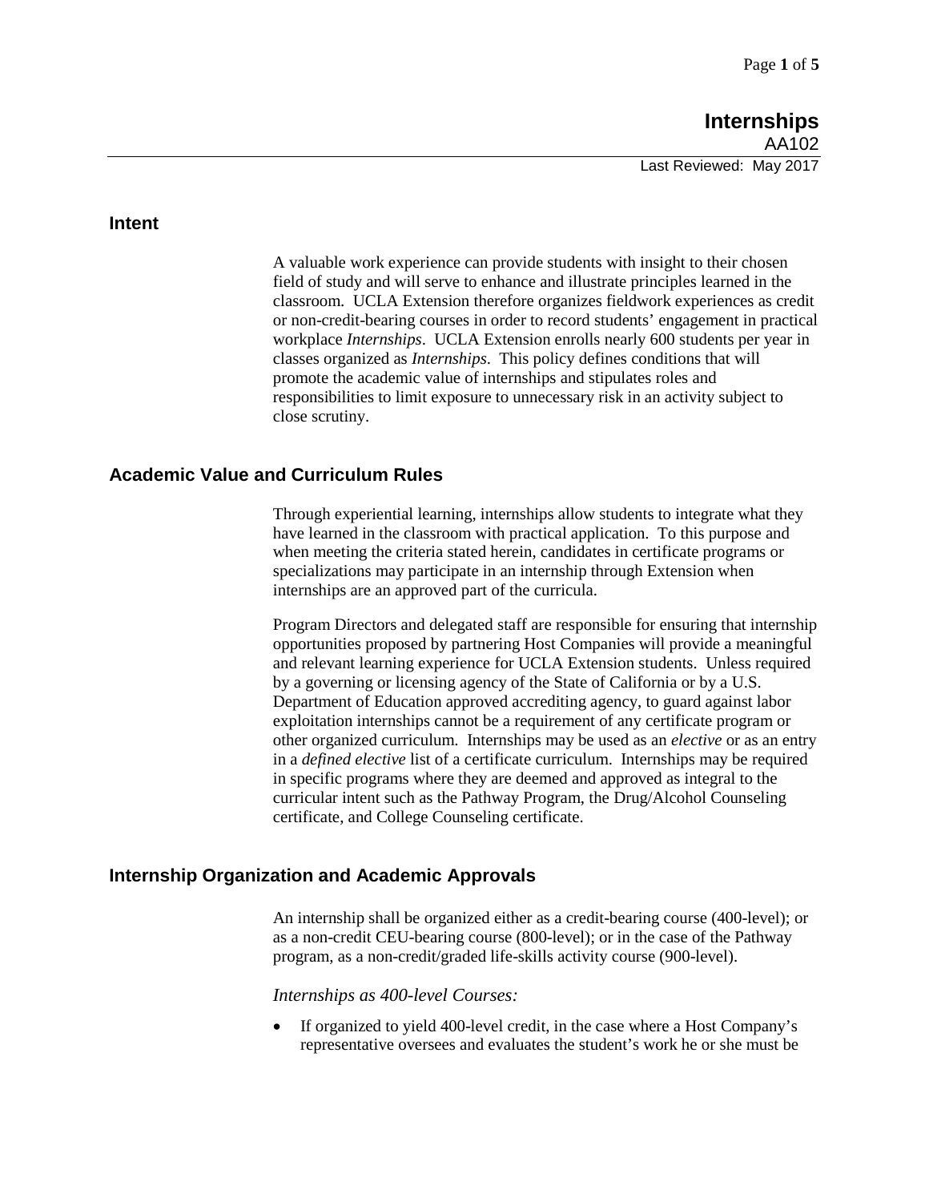# Internships

AA102

Last Reviewed: May 2017

## Intent

A valuable work experience can provide students with insight to their chosen field of study and will serve to enhance and illustrate principles learned in the classroom. UCLA Extension therefore organizes fieldwork experiences as credit or non-credit-bearing courses in order to record students' engagement in practical workplace *Internships*. UCLA Extension enrolls nearly 600 students per year in classes organized as *Internships*. This policy defines conditions that will promote the academic value of internships and stipulates roles and responsibilities to limit exposure to unnecessary risk in an activity subject to close scrutiny.

## Academic Value and Curriculum Rules

Through experiential learning, internships allow students to integrate what they have learned in the classroom with practical application. To this purpose and when meeting the criteria stated herein, candidates in certificate programs or specializations may participate in an internship through Extension when internships are an approved part of the curricula.

Program Directors and delegated staff are responsible for ensuring that internship opportunities proposed by partnering Host Companies will provide a meaningful and relevant learning experience for UCLA Extension students. Unless required by a governing or licensing agency of the State of California or by a U.S. Department of Education approved accrediting agency, to guard against labor exploitation internships cannot be a requirement of any certificate program or other organized curriculum. Internships may be used as an *elective* or as an entry in a *defined elective* list of a certificate curriculum. Internships may be required in specific programs where they are deemed and approved as integral to the curricular intent such as the Pathway Program, the Drug/Alcohol Counseling certificate, and College Counseling certificate.

## Internship Organization and Academic Approvals

An internship shall be organized either as a credit-bearing course (400-level); or as a non-credit CEU-bearing course (800-level); or in the case of the Pathway program, as a non-credit/graded life-skills activity course (900-level).

### *Internships as 400-level Courses:*

- If organized to yield 400-level credit, in the case where a Host Company's representative oversees and evaluates the student's work he or she must be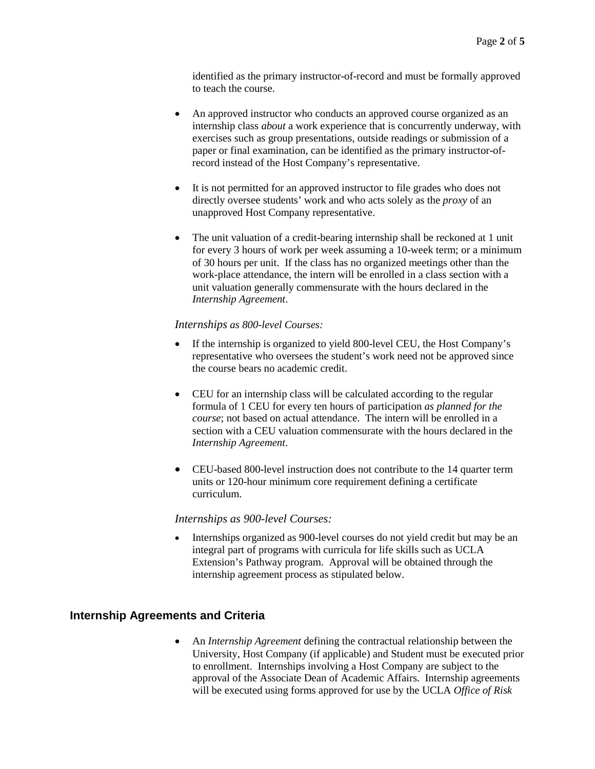identified as the primary instructor-of-record and must be formally approved to teach the course.

- An approved instructor who conducts an approved course organized as an internship class *about* a work experience that is concurrently underway, with exercises such as group presentations, outside readings or submission of a paper or final examination, can be identified as the primary instructor-of-record instead of the Host Company's representative.

- It is not permitted for an approved instructor to file grades who does not directly oversee students' work and who acts solely as the *proxy* of an unapproved Host Company representative.

- The unit valuation of a credit-bearing internship shall be reckoned at 1 unit for every 3 hours of work per week assuming a 10-week term; or a minimum of 30 hours per unit. If the class has no organized meetings other than the work-place attendance, the intern will be enrolled in a class section with a unit valuation generally commensurate with the hours declared in the *Internship Agreement*.

*Internships as 800-level Courses:*

- If the internship is organized to yield 800-level CEU, the Host Company's representative who oversees the student's work need not be approved since the course bears no academic credit.

- CEU for an internship class will be calculated according to the regular formula of 1 CEU for every ten hours of participation *as planned for the course*; not based on actual attendance. The intern will be enrolled in a section with a CEU valuation commensurate with the hours declared in the *Internship Agreement*.

- CEU-based 800-level instruction does not contribute to the 14 quarter term units or 120-hour minimum core requirement defining a certificate curriculum.

*Internships as 900-level Courses:*

- Internships organized as 900-level courses do not yield credit but may be an integral part of programs with curricula for life skills such as UCLA Extension's Pathway program. Approval will be obtained through the internship agreement process as stipulated below.

## Internship Agreements and Criteria

- An *Internship Agreement* defining the contractual relationship between the University, Host Company (if applicable) and Student must be executed prior to enrollment. Internships involving a Host Company are subject to the approval of the Associate Dean of Academic Affairs. Internship agreements will be executed using forms approved for use by the UCLA *Office of Risk*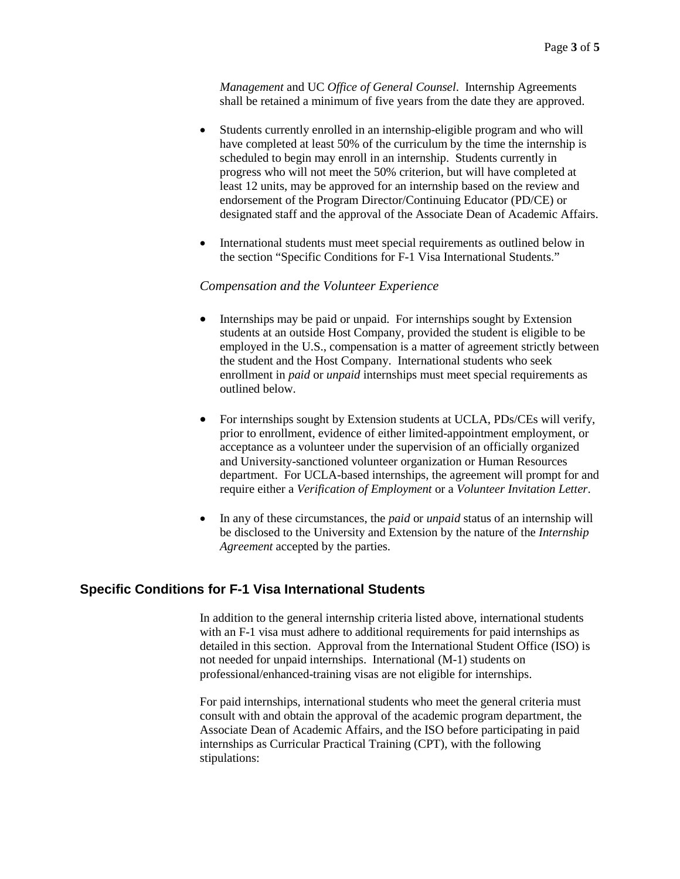*Management* and UC *Office of General Counsel*. Internship Agreements shall be retained a minimum of five years from the date they are approved.

- Students currently enrolled in an internship-eligible program and who will have completed at least 50% of the curriculum by the time the internship is scheduled to begin may enroll in an internship. Students currently in progress who will not meet the 50% criterion, but will have completed at least 12 units, may be approved for an internship based on the review and endorsement of the Program Director/Continuing Educator (PD/CE) or designated staff and the approval of the Associate Dean of Academic Affairs.

- International students must meet special requirements as outlined below in the section "Specific Conditions for F-1 Visa International Students."

*Compensation and the Volunteer Experience*

- Internships may be paid or unpaid. For internships sought by Extension students at an outside Host Company, provided the student is eligible to be employed in the U.S., compensation is a matter of agreement strictly between the student and the Host Company. International students who seek enrollment in *paid* or *unpaid* internships must meet special requirements as outlined below.

- For internships sought by Extension students at UCLA, PDs/CEs will verify, prior to enrollment, evidence of either limited-appointment employment, or acceptance as a volunteer under the supervision of an officially organized and University-sanctioned volunteer organization or Human Resources department. For UCLA-based internships, the agreement will prompt for and require either a *Verification of Employment* or a *Volunteer Invitation Letter*.

- In any of these circumstances, the *paid* or *unpaid* status of an internship will be disclosed to the University and Extension by the nature of the *Internship Agreement* accepted by the parties.

## Specific Conditions for F-1 Visa International Students

In addition to the general internship criteria listed above, international students with an F-1 visa must adhere to additional requirements for paid internships as detailed in this section. Approval from the International Student Office (ISO) is not needed for unpaid internships. International (M-1) students on professional/enhanced-training visas are not eligible for internships.

For paid internships, international students who meet the general criteria must consult with and obtain the approval of the academic program department, the Associate Dean of Academic Affairs, and the ISO before participating in paid internships as Curricular Practical Training (CPT), with the following stipulations: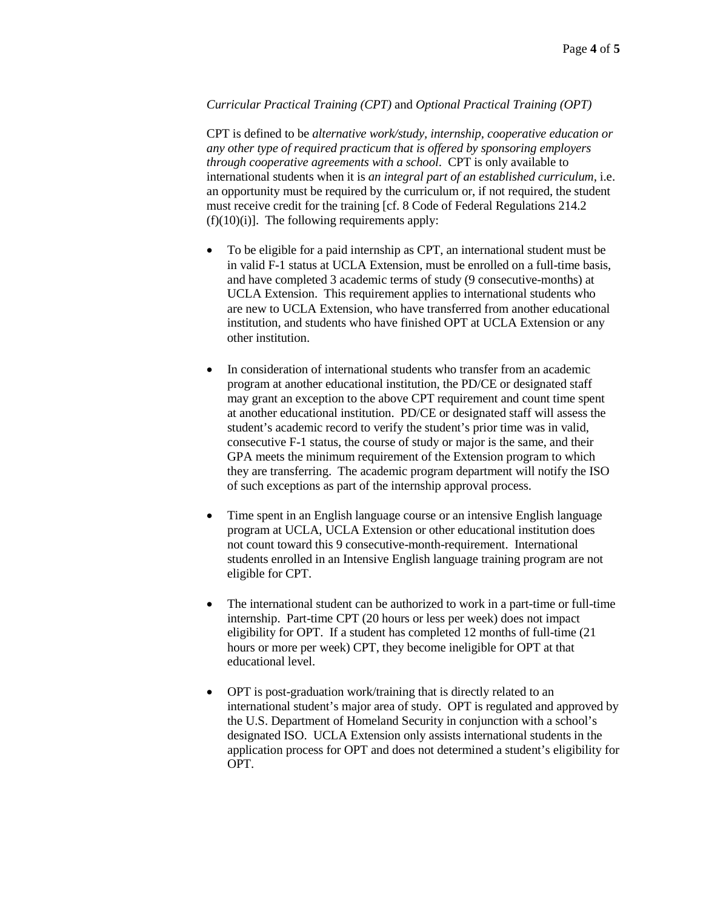*Curricular Practical Training (CPT)* and *Optional Practical Training (OPT)*

CPT is defined to be *alternative work/study, internship, cooperative education or any other type of required practicum that is offered by sponsoring employers through cooperative agreements with a school*. CPT is only available to international students when it is *an integral part of an established curriculum*, i.e. an opportunity must be required by the curriculum or, if not required, the student must receive credit for the training [cf. 8 Code of Federal Regulations 214.2 (f)(10)(i)]. The following requirements apply:

- To be eligible for a paid internship as CPT, an international student must be in valid F-1 status at UCLA Extension, must be enrolled on a full-time basis, and have completed 3 academic terms of study (9 consecutive-months) at UCLA Extension. This requirement applies to international students who are new to UCLA Extension, who have transferred from another educational institution, and students who have finished OPT at UCLA Extension or any other institution.

- In consideration of international students who transfer from an academic program at another educational institution, the PD/CE or designated staff may grant an exception to the above CPT requirement and count time spent at another educational institution. PD/CE or designated staff will assess the student's academic record to verify the student's prior time was in valid, consecutive F-1 status, the course of study or major is the same, and their GPA meets the minimum requirement of the Extension program to which they are transferring. The academic program department will notify the ISO of such exceptions as part of the internship approval process.

- Time spent in an English language course or an intensive English language program at UCLA, UCLA Extension or other educational institution does not count toward this 9 consecutive-month-requirement. International students enrolled in an Intensive English language training program are not eligible for CPT.

- The international student can be authorized to work in a part-time or full-time internship. Part-time CPT (20 hours or less per week) does not impact eligibility for OPT. If a student has completed 12 months of full-time (21 hours or more per week) CPT, they become ineligible for OPT at that educational level.

- OPT is post-graduation work/training that is directly related to an international student's major area of study. OPT is regulated and approved by the U.S. Department of Homeland Security in conjunction with a school's designated ISO. UCLA Extension only assists international students in the application process for OPT and does not determined a student's eligibility for OPT.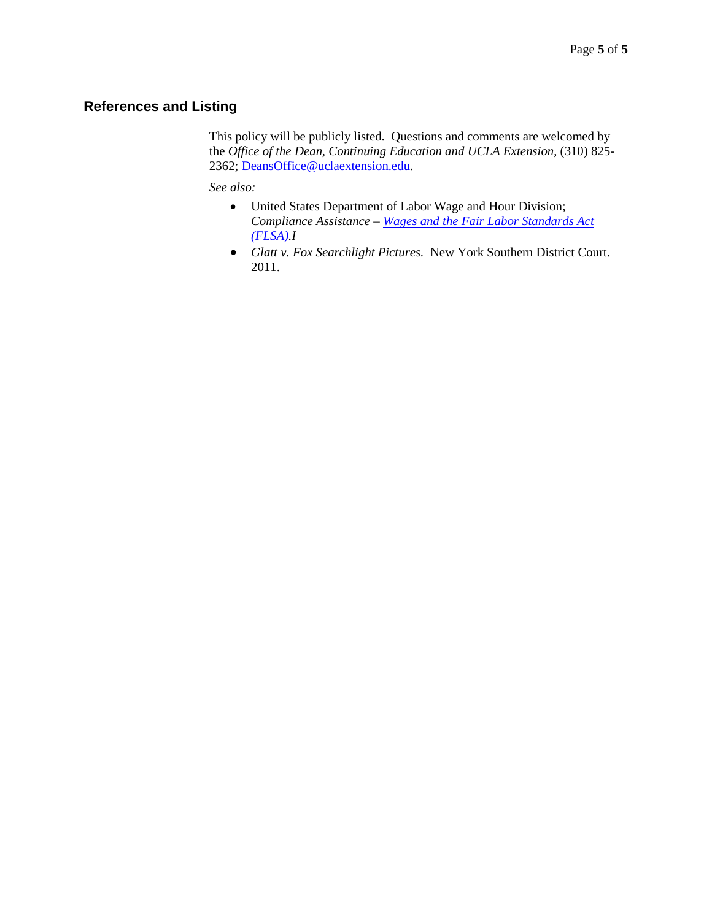## References and Listing

This policy will be publicly listed. Questions and comments are welcomed by the *Office of the Dean, Continuing Education and UCLA Extension*, (310) 825-2362; DeansOffice@uclaextension.edu.

*See also:*

- United States Department of Labor Wage and Hour Division; *Compliance Assistance – Wages and the Fair Labor Standards Act (FLSA).I*
- *Glatt v. Fox Searchlight Pictures.* New York Southern District Court. 2011.